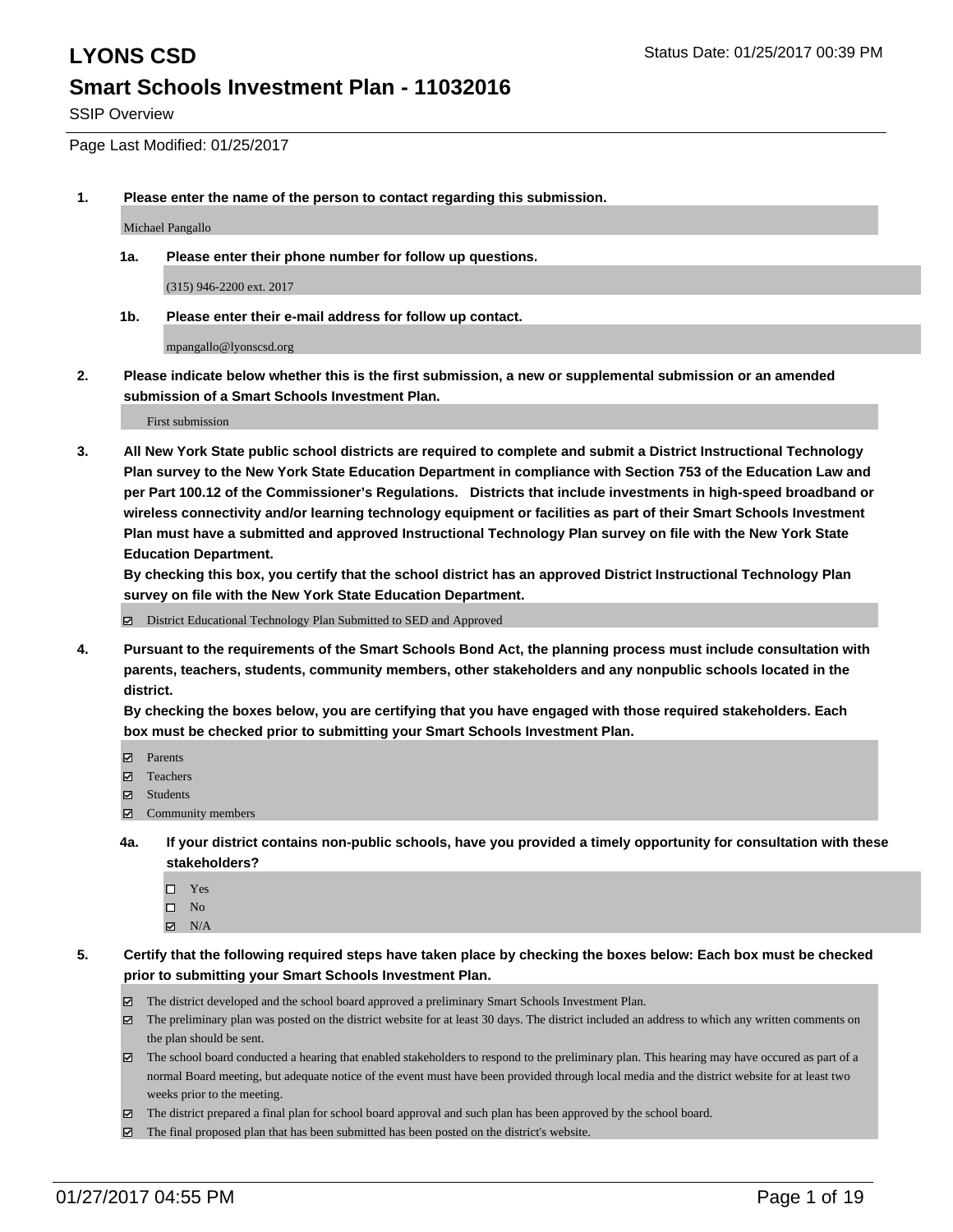# LYONS CSD

Status Date: 01/25/2017 00:39 PM

## Smart Schools Investment Plan - 11032016

SSIP Overview

Page Last Modified: 01/25/2017

1. **Please enter the name of the person to contact regarding this submission.**

   Michael Pangallo

   1a. **Please enter their phone number for follow up questions.**

   (315) 946-2200 ext. 2017

   1b. **Please enter their e-mail address for follow up contact.**

   mpangallo@lyonscsd.org

2. **Please indicate below whether this is the first submission, a new or supplemental submission or an amended submission of a Smart Schools Investment Plan.**

   First submission

3. **All New York State public school districts are required to complete and submit a District Instructional Technology Plan survey to the New York State Education Department in compliance with Section 753 of the Education Law and per Part 100.12 of the Commissioner's Regulations. Districts that include investments in high-speed broadband or wireless connectivity and/or learning technology equipment or facilities as part of their Smart Schools Investment Plan must have a submitted and approved Instructional Technology Plan survey on file with the New York State Education Department.**
   **By checking this box, you certify that the school district has an approved District Instructional Technology Plan survey on file with the New York State Education Department.**

   ☑ District Educational Technology Plan Submitted to SED and Approved

4. **Pursuant to the requirements of the Smart Schools Bond Act, the planning process must include consultation with parents, teachers, students, community members, other stakeholders and any nonpublic schools located in the district.**
   **By checking the boxes below, you are certifying that you have engaged with those required stakeholders. Each box must be checked prior to submitting your Smart Schools Investment Plan.**

   ☑ Parents
   ☑ Teachers
   ☑ Students
   ☑ Community members

   4a. **If your district contains non-public schools, have you provided a timely opportunity for consultation with these stakeholders?**

   ☐ Yes
   ☐ No
   ☑ N/A

5. **Certify that the following required steps have taken place by checking the boxes below: Each box must be checked prior to submitting your Smart Schools Investment Plan.**

   ☑ The district developed and the school board approved a preliminary Smart Schools Investment Plan.
   ☑ The preliminary plan was posted on the district website for at least 30 days. The district included an address to which any written comments on the plan should be sent.
   ☑ The school board conducted a hearing that enabled stakeholders to respond to the preliminary plan. This hearing may have occured as part of a normal Board meeting, but adequate notice of the event must have been provided through local media and the district website for at least two weeks prior to the meeting.
   ☑ The district prepared a final plan for school board approval and such plan has been approved by the school board.
   ☑ The final proposed plan that has been submitted has been posted on the district's website.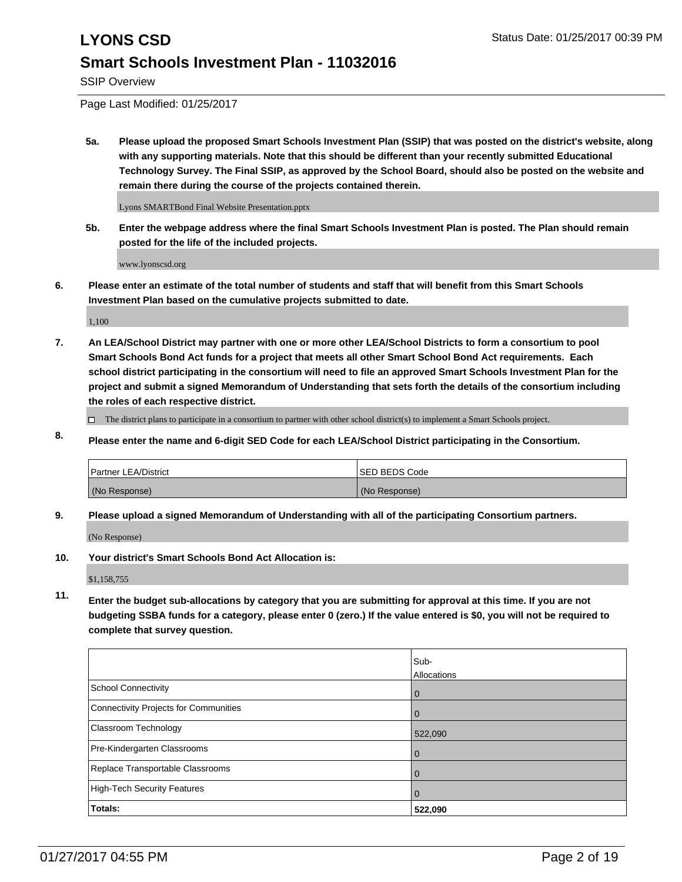SSIP Overview

Page Last Modified: 01/25/2017

**5a. Please upload the proposed Smart Schools Investment Plan (SSIP) that was posted on the district's website, along with any supporting materials. Note that this should be different than your recently submitted Educational Technology Survey. The Final SSIP, as approved by the School Board, should also be posted on the website and remain there during the course of the projects contained therein.**

Lyons SMARTBond Final Website Presentation.pptx

**5b. Enter the webpage address where the final Smart Schools Investment Plan is posted. The Plan should remain posted for the life of the included projects.**

www.lyonscsd.org

**6. Please enter an estimate of the total number of students and staff that will benefit from this Smart Schools Investment Plan based on the cumulative projects submitted to date.**

1,100

**7. An LEA/School District may partner with one or more other LEA/School Districts to form a consortium to pool Smart Schools Bond Act funds for a project that meets all other Smart School Bond Act requirements. Each school district participating in the consortium will need to file an approved Smart Schools Investment Plan for the project and submit a signed Memorandum of Understanding that sets forth the details of the consortium including the roles of each respective district.**

☐ The district plans to participate in a consortium to partner with other school district(s) to implement a Smart Schools project.

**8. Please enter the name and 6-digit SED Code for each LEA/School District participating in the Consortium.**

| Partner LEA/District | SED BEDS Code |
|---|---|
| (No Response) | (No Response) |

**9. Please upload a signed Memorandum of Understanding with all of the participating Consortium partners.**

(No Response)

**10. Your district's Smart Schools Bond Act Allocation is:**

$1,158,755

**11. Enter the budget sub-allocations by category that you are submitting for approval at this time. If you are not budgeting SSBA funds for a category, please enter 0 (zero.) If the value entered is $0, you will not be required to complete that survey question.**

| | Sub-Allocations |
|---|---|
| School Connectivity | 0 |
| Connectivity Projects for Communities | 0 |
| Classroom Technology | 522,090 |
| Pre-Kindergarten Classrooms | 0 |
| Replace Transportable Classrooms | 0 |
| High-Tech Security Features | 0 |
| **Totals:** | **522,090** |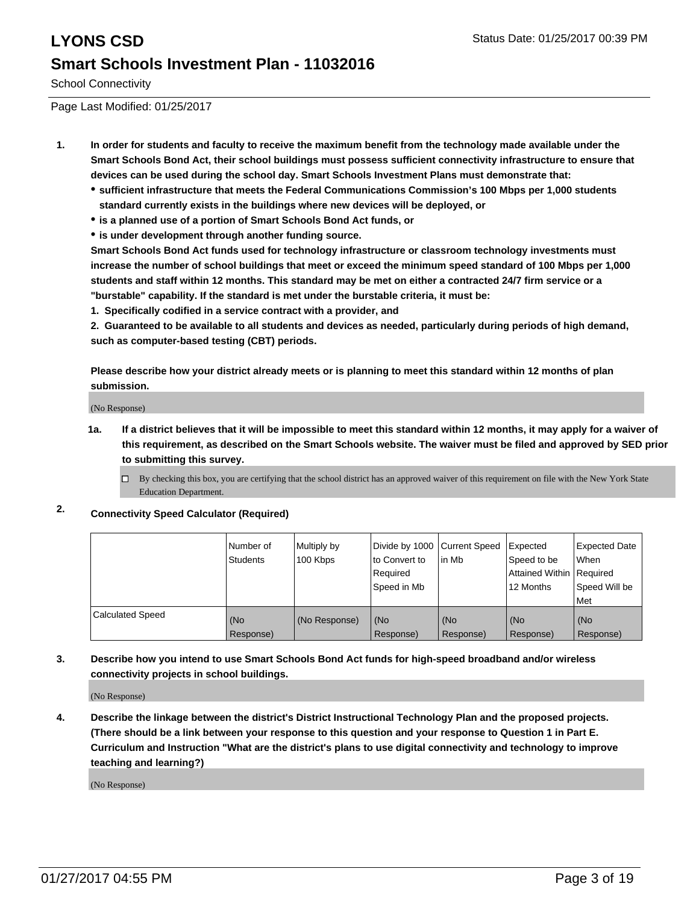# LYONS CSD

Status Date: 01/25/2017 00:39 PM

## Smart Schools Investment Plan - 11032016

School Connectivity

Page Last Modified: 01/25/2017

1. **In order for students and faculty to receive the maximum benefit from the technology made available under the Smart Schools Bond Act, their school buildings must possess sufficient connectivity infrastructure to ensure that devices can be used during the school day. Smart Schools Investment Plans must demonstrate that:**
   - **sufficient infrastructure that meets the Federal Communications Commission's 100 Mbps per 1,000 students standard currently exists in the buildings where new devices will be deployed, or**
   - **is a planned use of a portion of Smart Schools Bond Act funds, or**
   - **is under development through another funding source.**

   **Smart Schools Bond Act funds used for technology infrastructure or classroom technology investments must increase the number of school buildings that meet or exceed the minimum speed standard of 100 Mbps per 1,000 students and staff within 12 months. This standard may be met on either a contracted 24/7 firm service or a "burstable" capability. If the standard is met under the burstable criteria, it must be:**

   **1. Specifically codified in a service contract with a provider, and**

   **2. Guaranteed to be available to all students and devices as needed, particularly during periods of high demand, such as computer-based testing (CBT) periods.**

   **Please describe how your district already meets or is planning to meet this standard within 12 months of plan submission.**

   (No Response)

   **1a. If a district believes that it will be impossible to meet this standard within 12 months, it may apply for a waiver of this requirement, as described on the Smart Schools website. The waiver must be filed and approved by SED prior to submitting this survey.**

   ☐ By checking this box, you are certifying that the school district has an approved waiver of this requirement on file with the New York State Education Department.

2. **Connectivity Speed Calculator (Required)**

| | Number of Students | Multiply by 100 Kbps | Divide by 1000 to Convert to Required Speed in Mb | Current Speed in Mb | Expected Speed to be Attained Within 12 Months | Expected Date When Required Speed Will be Met |
|---|---|---|---|---|---|---|
| Calculated Speed | (No Response) | (No Response) | (No Response) | (No Response) | (No Response) | (No Response) |

3. **Describe how you intend to use Smart Schools Bond Act funds for high-speed broadband and/or wireless connectivity projects in school buildings.**

   (No Response)

4. **Describe the linkage between the district's District Instructional Technology Plan and the proposed projects. (There should be a link between your response to this question and your response to Question 1 in Part E. Curriculum and Instruction "What are the district's plans to use digital connectivity and technology to improve teaching and learning?)**

   (No Response)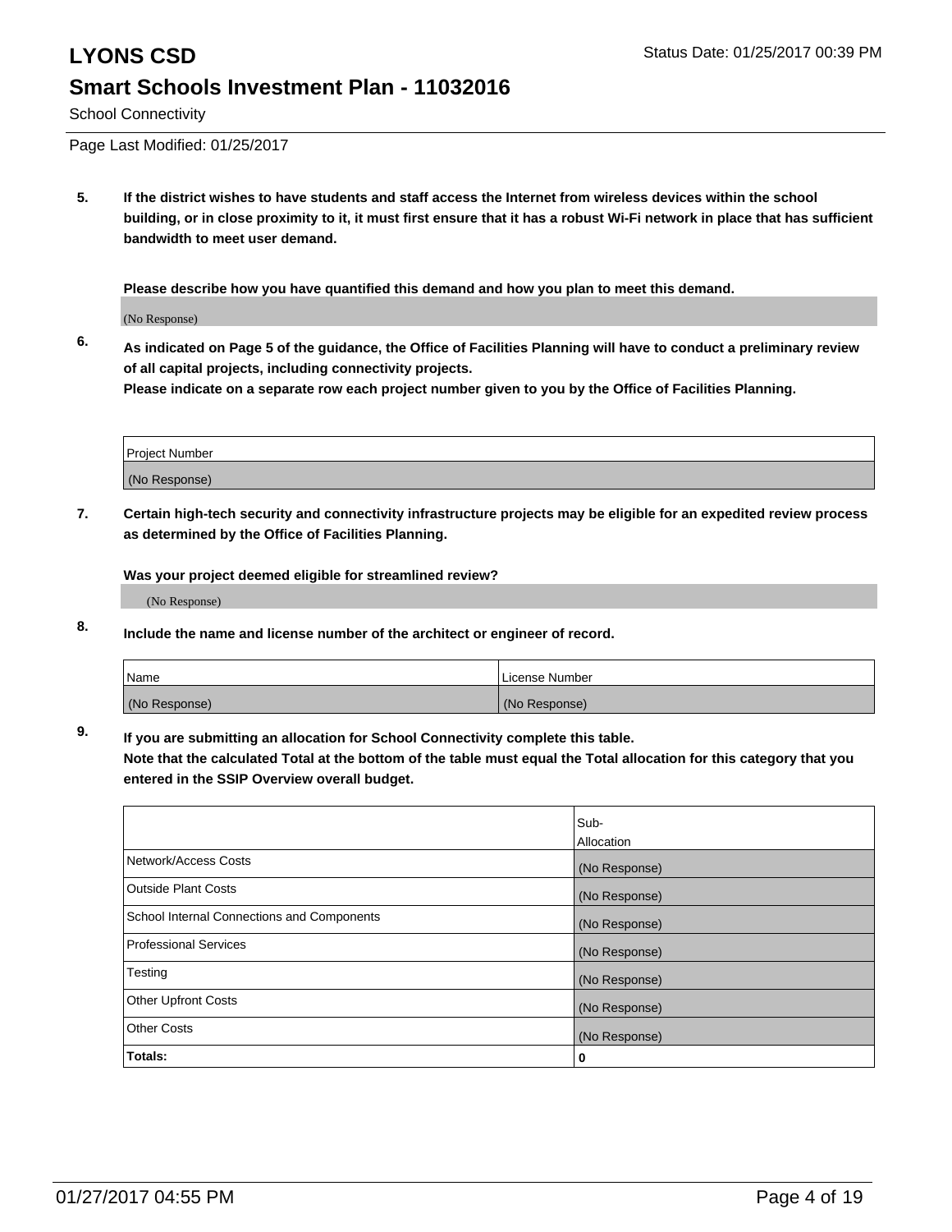# LYONS CSD

## Smart Schools Investment Plan - 11032016

School Connectivity

Page Last Modified: 01/25/2017

**5. If the district wishes to have students and staff access the Internet from wireless devices within the school building, or in close proximity to it, it must first ensure that it has a robust Wi-Fi network in place that has sufficient bandwidth to meet user demand.**

**Please describe how you have quantified this demand and how you plan to meet this demand.**

(No Response)

**6. As indicated on Page 5 of the guidance, the Office of Facilities Planning will have to conduct a preliminary review of all capital projects, including connectivity projects.**
**Please indicate on a separate row each project number given to you by the Office of Facilities Planning.**

| Project Number |
| --- |
| (No Response) |

**7. Certain high-tech security and connectivity infrastructure projects may be eligible for an expedited review process as determined by the Office of Facilities Planning.**

**Was your project deemed eligible for streamlined review?**

(No Response)

**8. Include the name and license number of the architect or engineer of record.**

| Name | License Number |
| --- | --- |
| (No Response) | (No Response) |

**9. If you are submitting an allocation for School Connectivity complete this table.**
**Note that the calculated Total at the bottom of the table must equal the Total allocation for this category that you entered in the SSIP Overview overall budget.**

| | Sub-Allocation |
| --- | --- |
| Network/Access Costs | (No Response) |
| Outside Plant Costs | (No Response) |
| School Internal Connections and Components | (No Response) |
| Professional Services | (No Response) |
| Testing | (No Response) |
| Other Upfront Costs | (No Response) |
| Other Costs | (No Response) |
| **Totals:** | **0** |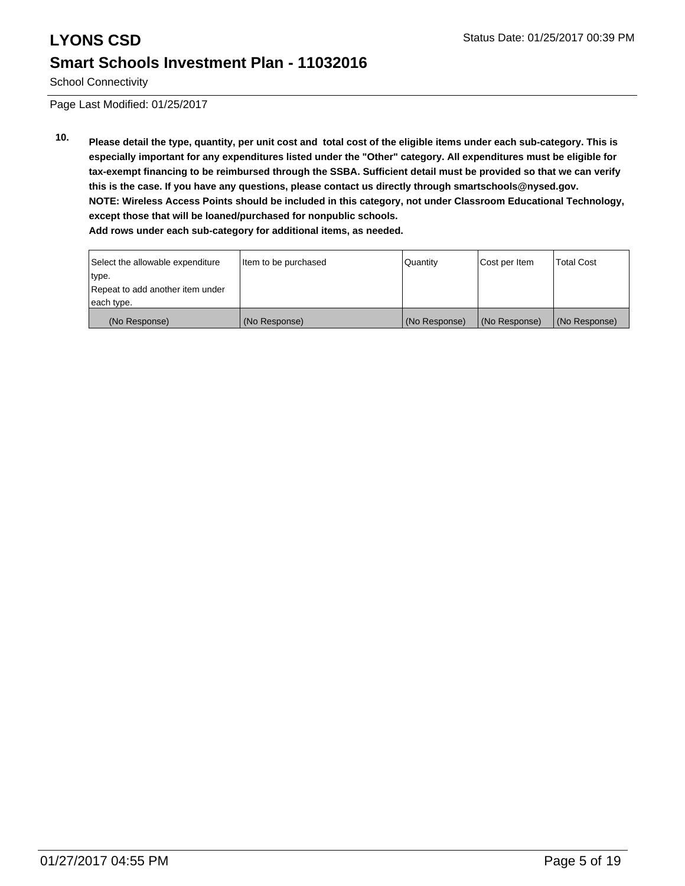School Connectivity

Page Last Modified: 01/25/2017

**10. Please detail the type, quantity, per unit cost and total cost of the eligible items under each sub-category. This is especially important for any expenditures listed under the "Other" category. All expenditures must be eligible for tax-exempt financing to be reimbursed through the SSBA. Sufficient detail must be provided so that we can verify this is the case. If you have any questions, please contact us directly through smartschools@nysed.gov.**
**NOTE: Wireless Access Points should be included in this category, not under Classroom Educational Technology, except those that will be loaned/purchased for nonpublic schools.**
**Add rows under each sub-category for additional items, as needed.**

| Select the allowable expenditure type. Repeat to add another item under each type. | Item to be purchased | Quantity | Cost per Item | Total Cost |
|---|---|---|---|---|
| (No Response) | (No Response) | (No Response) | (No Response) | (No Response) |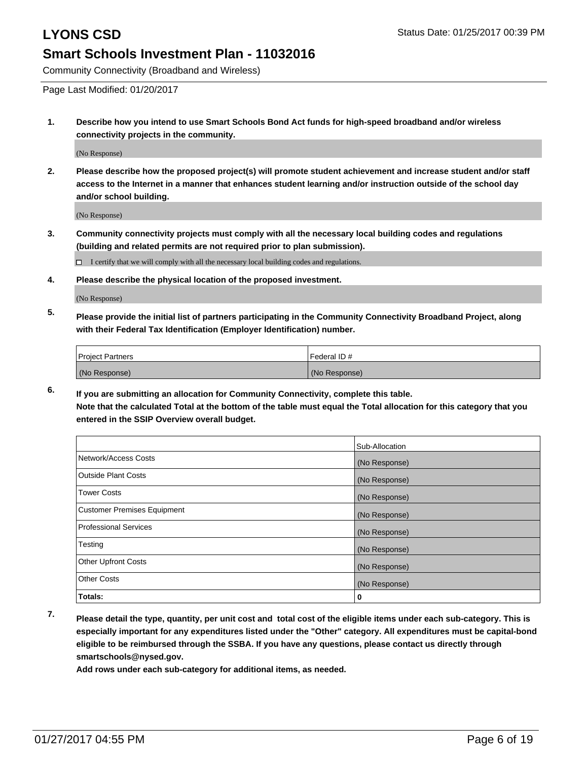# LYONS CSD

Status Date: 01/25/2017 00:39 PM

## Smart Schools Investment Plan - 11032016

Community Connectivity (Broadband and Wireless)

Page Last Modified: 01/20/2017

**1. Describe how you intend to use Smart Schools Bond Act funds for high-speed broadband and/or wireless connectivity projects in the community.**

(No Response)

**2. Please describe how the proposed project(s) will promote student achievement and increase student and/or staff access to the Internet in a manner that enhances student learning and/or instruction outside of the school day and/or school building.**

(No Response)

**3. Community connectivity projects must comply with all the necessary local building codes and regulations (building and related permits are not required prior to plan submission).**

☐ I certify that we will comply with all the necessary local building codes and regulations.

**4. Please describe the physical location of the proposed investment.**

(No Response)

**5. Please provide the initial list of partners participating in the Community Connectivity Broadband Project, along with their Federal Tax Identification (Employer Identification) number.**

| Project Partners | Federal ID # |
|---|---|
| (No Response) | (No Response) |

**6. If you are submitting an allocation for Community Connectivity, complete this table.**
**Note that the calculated Total at the bottom of the table must equal the Total allocation for this category that you entered in the SSIP Overview overall budget.**

| | Sub-Allocation |
|---|---|
| Network/Access Costs | (No Response) |
| Outside Plant Costs | (No Response) |
| Tower Costs | (No Response) |
| Customer Premises Equipment | (No Response) |
| Professional Services | (No Response) |
| Testing | (No Response) |
| Other Upfront Costs | (No Response) |
| Other Costs | (No Response) |
| **Totals:** | **0** |

**7. Please detail the type, quantity, per unit cost and total cost of the eligible items under each sub-category. This is especially important for any expenditures listed under the "Other" category. All expenditures must be capital-bond eligible to be reimbursed through the SSBA. If you have any questions, please contact us directly through smartschools@nysed.gov.**

**Add rows under each sub-category for additional items, as needed.**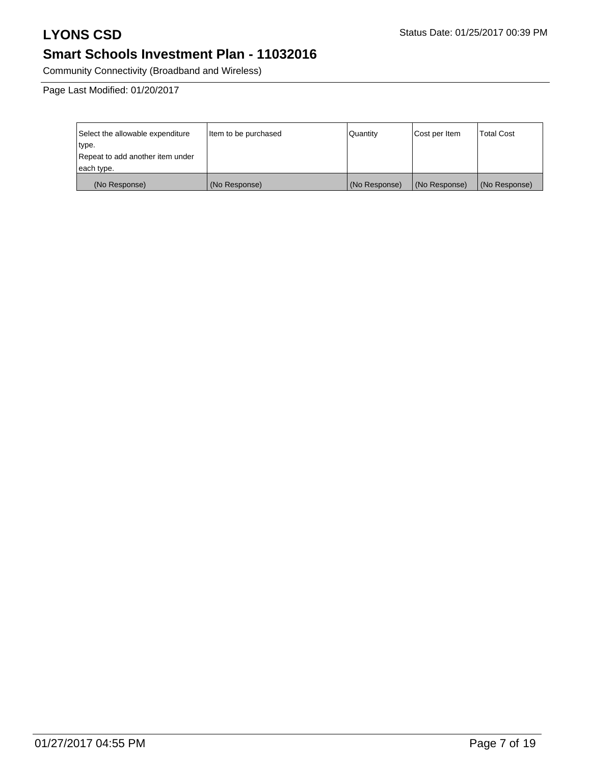# LYONS CSD

Status Date: 01/25/2017 00:39 PM

## Smart Schools Investment Plan - 11032016

Community Connectivity (Broadband and Wireless)

Page Last Modified: 01/20/2017

| Select the allowable expenditure type. Repeat to add another item under each type. | Item to be purchased | Quantity | Cost per Item | Total Cost |
|---|---|---|---|---|
| (No Response) | (No Response) | (No Response) | (No Response) | (No Response) |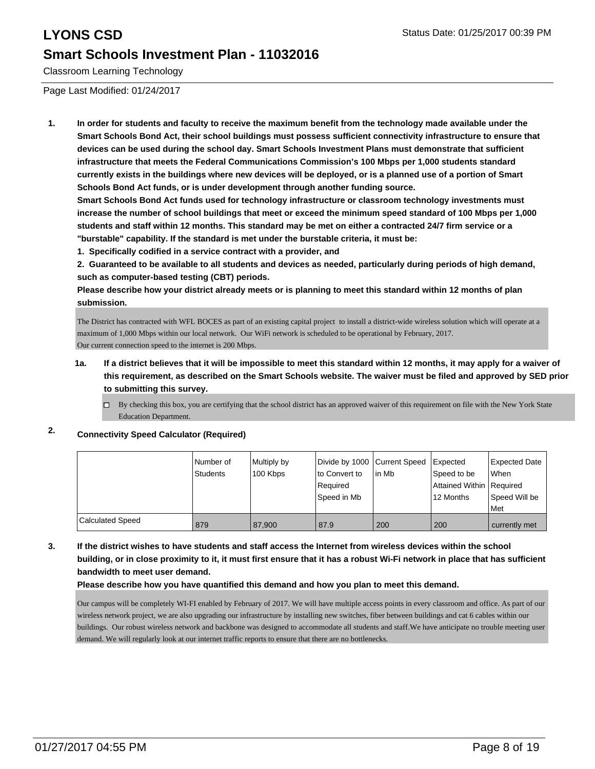# LYONS CSD

## Smart Schools Investment Plan - 11032016

Classroom Learning Technology

Page Last Modified: 01/24/2017

**1. In order for students and faculty to receive the maximum benefit from the technology made available under the Smart Schools Bond Act, their school buildings must possess sufficient connectivity infrastructure to ensure that devices can be used during the school day. Smart Schools Investment Plans must demonstrate that sufficient infrastructure that meets the Federal Communications Commission's 100 Mbps per 1,000 students standard currently exists in the buildings where new devices will be deployed, or is a planned use of a portion of Smart Schools Bond Act funds, or is under development through another funding source.**

**Smart Schools Bond Act funds used for technology infrastructure or classroom technology investments must increase the number of school buildings that meet or exceed the minimum speed standard of 100 Mbps per 1,000 students and staff within 12 months. This standard may be met on either a contracted 24/7 firm service or a "burstable" capability. If the standard is met under the burstable criteria, it must be:**

**1. Specifically codified in a service contract with a provider, and**

**2. Guaranteed to be available to all students and devices as needed, particularly during periods of high demand, such as computer-based testing (CBT) periods.**

**Please describe how your district already meets or is planning to meet this standard within 12 months of plan submission.**

The District has contracted with WFL BOCES as part of an existing capital project to install a district-wide wireless solution which will operate at a maximum of 1,000 Mbps within our local network. Our WiFi network is scheduled to be operational by February, 2017.
Our current connection speed to the internet is 200 Mbps.

**1a. If a district believes that it will be impossible to meet this standard within 12 months, it may apply for a waiver of this requirement, as described on the Smart Schools website. The waiver must be filed and approved by SED prior to submitting this survey.**

☐ By checking this box, you are certifying that the school district has an approved waiver of this requirement on file with the New York State Education Department.

**2. Connectivity Speed Calculator (Required)**

| | Number of Students | Multiply by 100 Kbps | Divide by 1000 to Convert to Required Speed in Mb | Current Speed in Mb | Expected Speed to be Attained Within 12 Months | Expected Date When Required Speed Will be Met |
|---|---|---|---|---|---|---|
| Calculated Speed | 879 | 87,900 | 87.9 | 200 | 200 | currently met |

**3. If the district wishes to have students and staff access the Internet from wireless devices within the school building, or in close proximity to it, it must first ensure that it has a robust Wi-Fi network in place that has sufficient bandwidth to meet user demand.**

**Please describe how you have quantified this demand and how you plan to meet this demand.**

Our campus will be completely WI-FI enabled by February of 2017. We will have multiple access points in every classroom and office. As part of our wireless network project, we are also upgrading our infrastructure by installing new switches, fiber between buildings and cat 6 cables within our buildings. Our robust wireless network and backbone was designed to accommodate all students and staff.We have anticipate no trouble meeting user demand. We will regularly look at our internet traffic reports to ensure that there are no bottlenecks.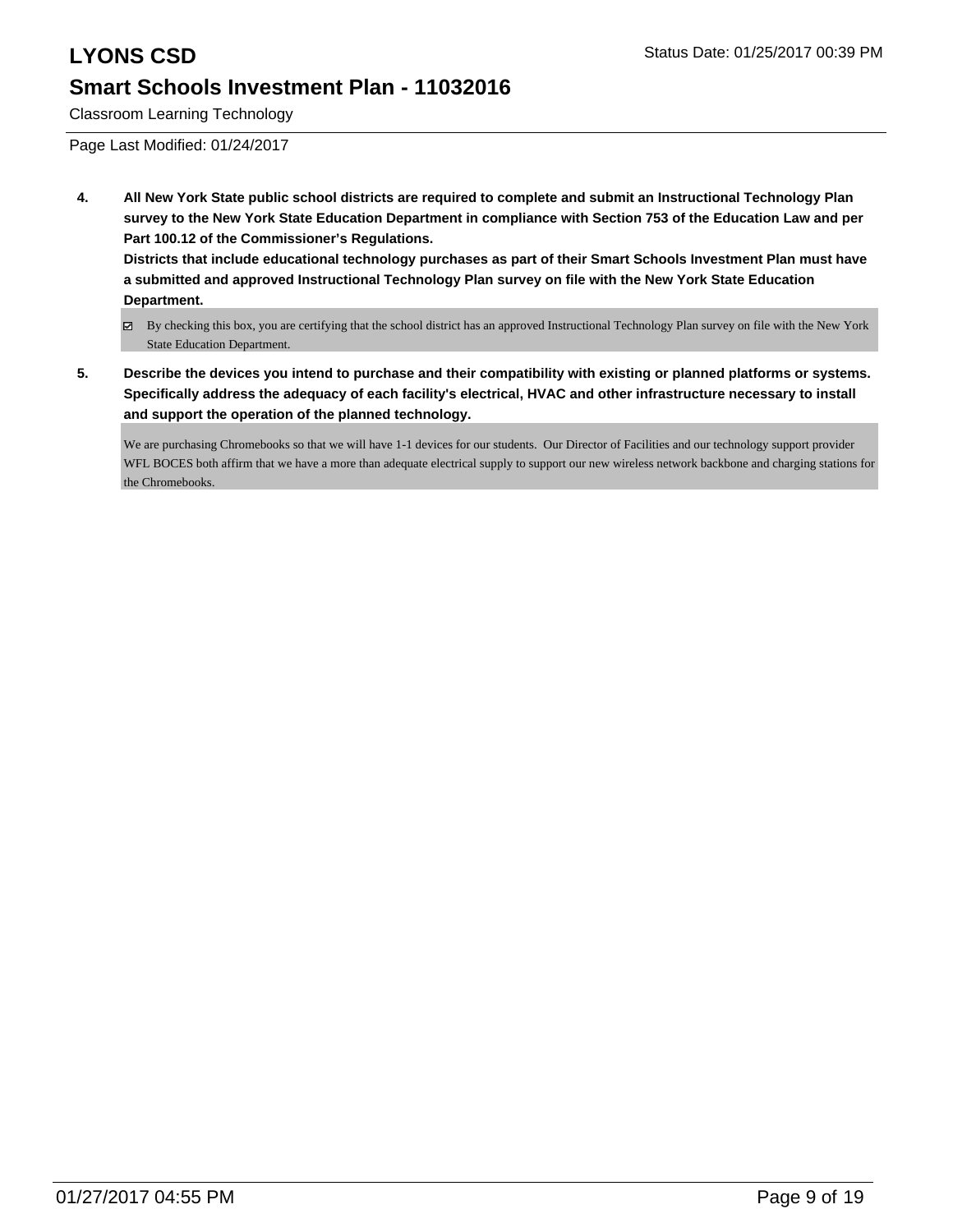**4. All New York State public school districts are required to complete and submit an Instructional Technology Plan survey to the New York State Education Department in compliance with Section 753 of the Education Law and per Part 100.12 of the Commissioner's Regulations.**

**Districts that include educational technology purchases as part of their Smart Schools Investment Plan must have a submitted and approved Instructional Technology Plan survey on file with the New York State Education Department.**

- [x] By checking this box, you are certifying that the school district has an approved Instructional Technology Plan survey on file with the New York State Education Department.

**5. Describe the devices you intend to purchase and their compatibility with existing or planned platforms or systems. Specifically address the adequacy of each facility's electrical, HVAC and other infrastructure necessary to install and support the operation of the planned technology.**

We are purchasing Chromebooks so that we will have 1-1 devices for our students. Our Director of Facilities and our technology support provider WFL BOCES both affirm that we have a more than adequate electrical supply to support our new wireless network backbone and charging stations for the Chromebooks.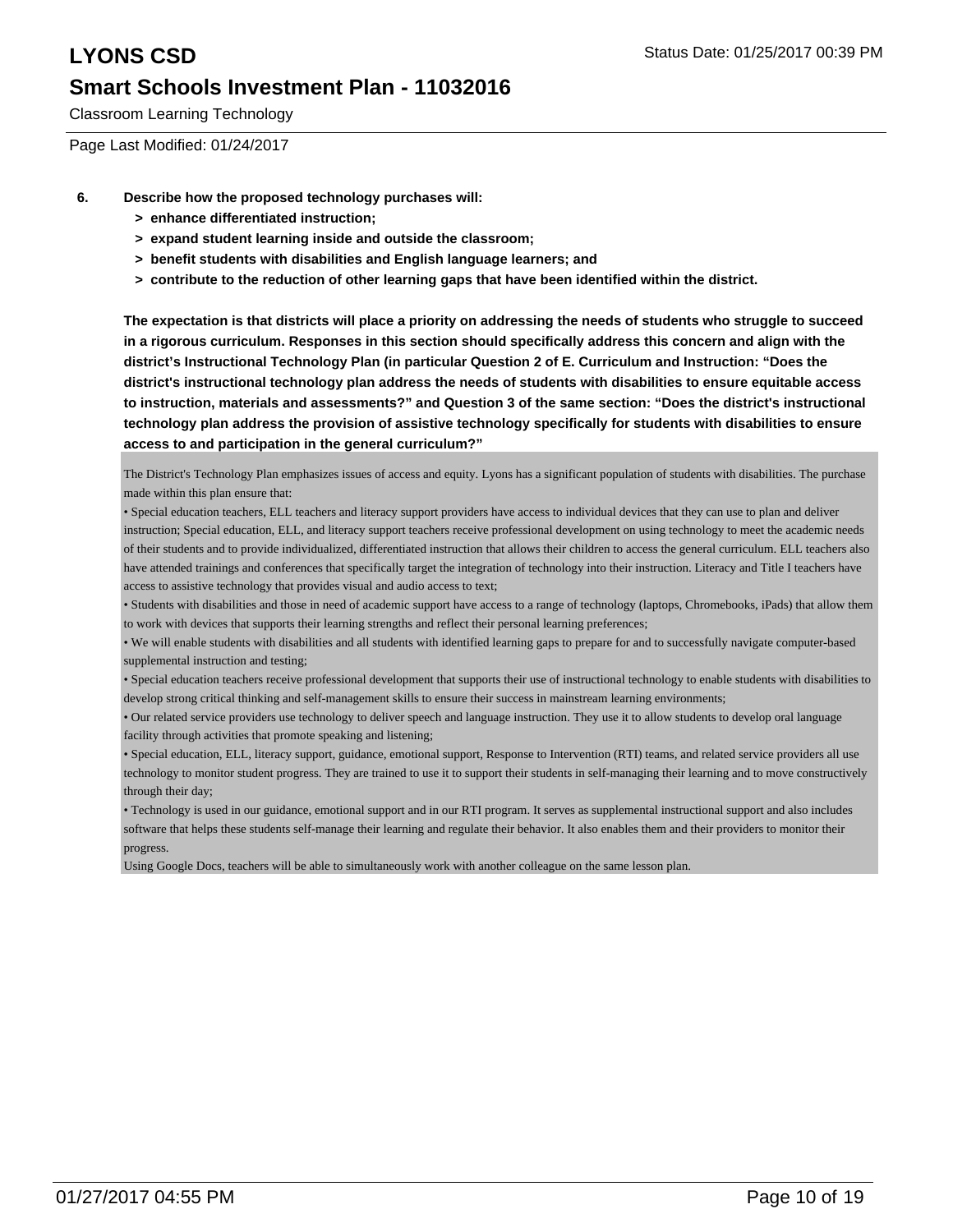**6. Describe how the proposed technology purchases will:**

- **> enhance differentiated instruction;**
- **> expand student learning inside and outside the classroom;**
- **> benefit students with disabilities and English language learners; and**
- **> contribute to the reduction of other learning gaps that have been identified within the district.**

**The expectation is that districts will place a priority on addressing the needs of students who struggle to succeed in a rigorous curriculum. Responses in this section should specifically address this concern and align with the district's Instructional Technology Plan (in particular Question 2 of E. Curriculum and Instruction: "Does the district's instructional technology plan address the needs of students with disabilities to ensure equitable access to instruction, materials and assessments?" and Question 3 of the same section: "Does the district's instructional technology plan address the provision of assistive technology specifically for students with disabilities to ensure access to and participation in the general curriculum?"**

The District's Technology Plan emphasizes issues of access and equity. Lyons has a significant population of students with disabilities. The purchase made within this plan ensure that:

• Special education teachers, ELL teachers and literacy support providers have access to individual devices that they can use to plan and deliver instruction; Special education, ELL, and literacy support teachers receive professional development on using technology to meet the academic needs of their students and to provide individualized, differentiated instruction that allows their children to access the general curriculum. ELL teachers also have attended trainings and conferences that specifically target the integration of technology into their instruction. Literacy and Title I teachers have access to assistive technology that provides visual and audio access to text;

• Students with disabilities and those in need of academic support have access to a range of technology (laptops, Chromebooks, iPads) that allow them to work with devices that supports their learning strengths and reflect their personal learning preferences;

• We will enable students with disabilities and all students with identified learning gaps to prepare for and to successfully navigate computer-based supplemental instruction and testing;

• Special education teachers receive professional development that supports their use of instructional technology to enable students with disabilities to develop strong critical thinking and self-management skills to ensure their success in mainstream learning environments;

• Our related service providers use technology to deliver speech and language instruction. They use it to allow students to develop oral language facility through activities that promote speaking and listening;

• Special education, ELL, literacy support, guidance, emotional support, Response to Intervention (RTI) teams, and related service providers all use technology to monitor student progress. They are trained to use it to support their students in self-managing their learning and to move constructively through their day;

• Technology is used in our guidance, emotional support and in our RTI program. It serves as supplemental instructional support and also includes software that helps these students self-manage their learning and regulate their behavior. It also enables them and their providers to monitor their progress.

Using Google Docs, teachers will be able to simultaneously work with another colleague on the same lesson plan.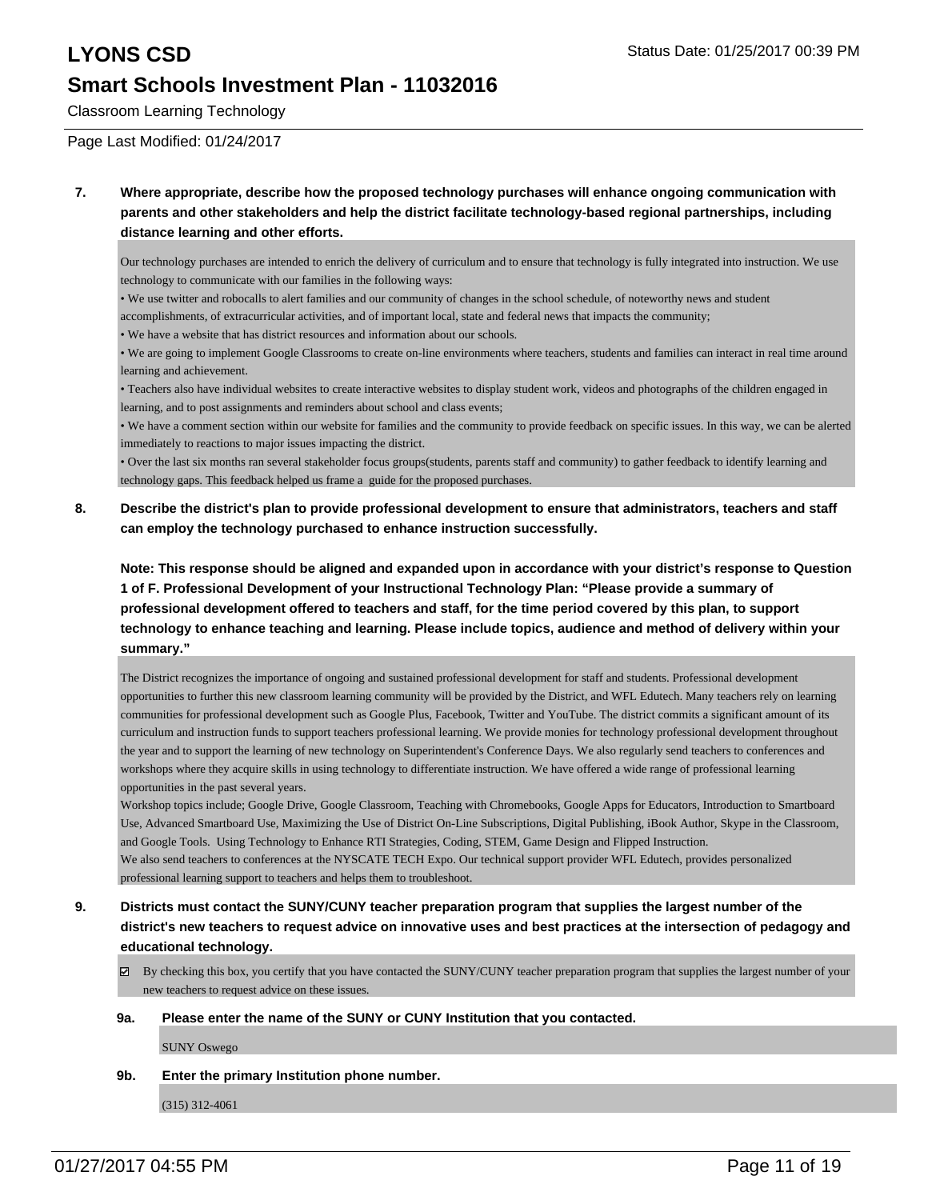Classroom Learning Technology

Page Last Modified: 01/24/2017

**7. Where appropriate, describe how the proposed technology purchases will enhance ongoing communication with parents and other stakeholders and help the district facilitate technology-based regional partnerships, including distance learning and other efforts.**

Our technology purchases are intended to enrich the delivery of curriculum and to ensure that technology is fully integrated into instruction. We use technology to communicate with our families in the following ways:

• We use twitter and robocalls to alert families and our community of changes in the school schedule, of noteworthy news and student accomplishments, of extracurricular activities, and of important local, state and federal news that impacts the community;

• We have a website that has district resources and information about our schools.

• We are going to implement Google Classrooms to create on-line environments where teachers, students and families can interact in real time around learning and achievement.

• Teachers also have individual websites to create interactive websites to display student work, videos and photographs of the children engaged in learning, and to post assignments and reminders about school and class events;

• We have a comment section within our website for families and the community to provide feedback on specific issues. In this way, we can be alerted immediately to reactions to major issues impacting the district.

• Over the last six months ran several stakeholder focus groups(students, parents staff and community) to gather feedback to identify learning and technology gaps. This feedback helped us frame a guide for the proposed purchases.

**8. Describe the district's plan to provide professional development to ensure that administrators, teachers and staff can employ the technology purchased to enhance instruction successfully.**

**Note: This response should be aligned and expanded upon in accordance with your district's response to Question 1 of F. Professional Development of your Instructional Technology Plan: "Please provide a summary of professional development offered to teachers and staff, for the time period covered by this plan, to support technology to enhance teaching and learning. Please include topics, audience and method of delivery within your summary."**

The District recognizes the importance of ongoing and sustained professional development for staff and students. Professional development opportunities to further this new classroom learning community will be provided by the District, and WFL Edutech. Many teachers rely on learning communities for professional development such as Google Plus, Facebook, Twitter and YouTube. The district commits a significant amount of its curriculum and instruction funds to support teachers professional learning. We provide monies for technology professional development throughout the year and to support the learning of new technology on Superintendent's Conference Days. We also regularly send teachers to conferences and workshops where they acquire skills in using technology to differentiate instruction. We have offered a wide range of professional learning opportunities in the past several years.

Workshop topics include; Google Drive, Google Classroom, Teaching with Chromebooks, Google Apps for Educators, Introduction to Smartboard Use, Advanced Smartboard Use, Maximizing the Use of District On-Line Subscriptions, Digital Publishing, iBook Author, Skype in the Classroom, and Google Tools. Using Technology to Enhance RTI Strategies, Coding, STEM, Game Design and Flipped Instruction.

We also send teachers to conferences at the NYSCATE TECH Expo. Our technical support provider WFL Edutech, provides personalized professional learning support to teachers and helps them to troubleshoot.

**9. Districts must contact the SUNY/CUNY teacher preparation program that supplies the largest number of the district's new teachers to request advice on innovative uses and best practices at the intersection of pedagogy and educational technology.**

☑ By checking this box, you certify that you have contacted the SUNY/CUNY teacher preparation program that supplies the largest number of your new teachers to request advice on these issues.

**9a. Please enter the name of the SUNY or CUNY Institution that you contacted.**

SUNY Oswego

**9b. Enter the primary Institution phone number.**

(315) 312-4061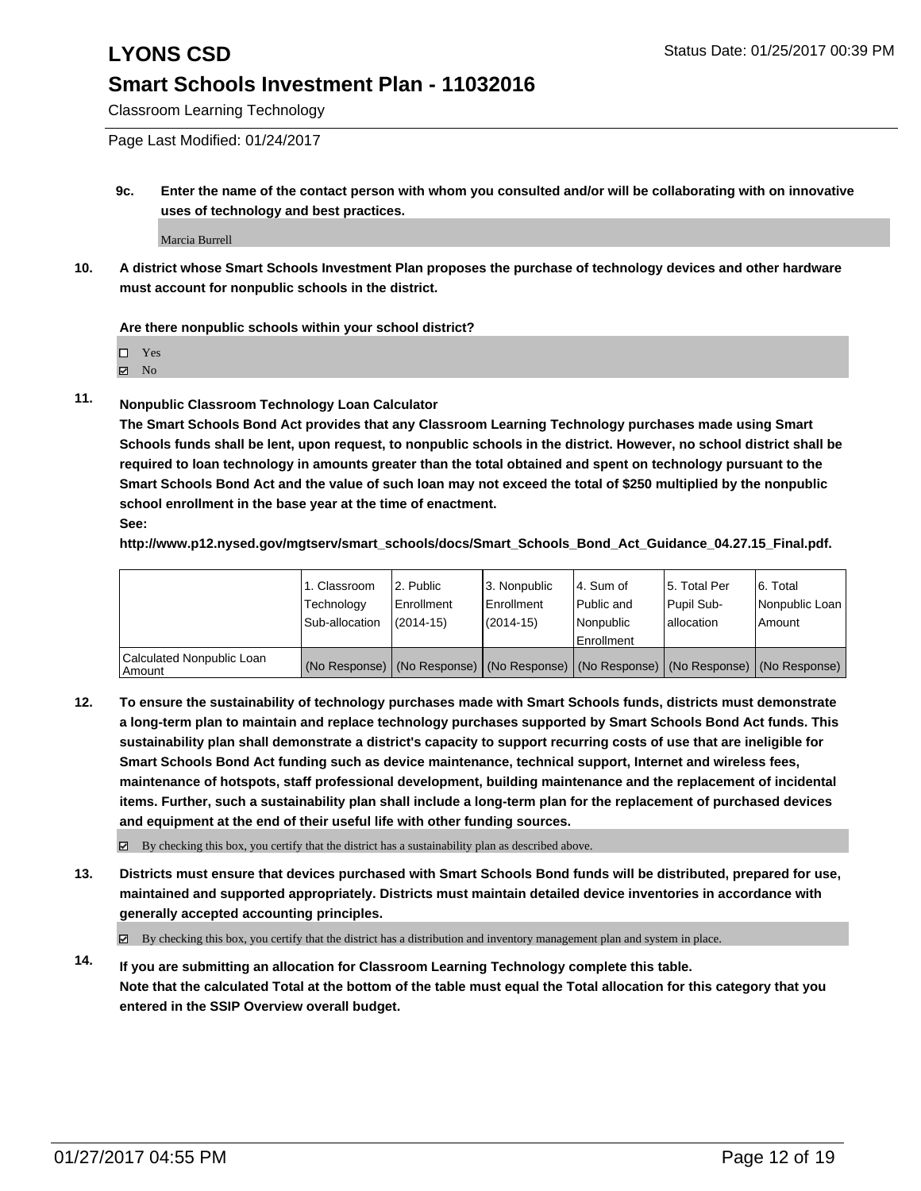**9c. Enter the name of the contact person with whom you consulted and/or will be collaborating with on innovative uses of technology and best practices.**

Marcia Burrell

**10. A district whose Smart Schools Investment Plan proposes the purchase of technology devices and other hardware must account for nonpublic schools in the district.**

**Are there nonpublic schools within your school district?**

- ☐ Yes
- ☑ No

**11. Nonpublic Classroom Technology Loan Calculator**

**The Smart Schools Bond Act provides that any Classroom Learning Technology purchases made using Smart Schools funds shall be lent, upon request, to nonpublic schools in the district. However, no school district shall be required to loan technology in amounts greater than the total obtained and spent on technology pursuant to the Smart Schools Bond Act and the value of such loan may not exceed the total of $250 multiplied by the nonpublic school enrollment in the base year at the time of enactment.**

**See:**

**http://www.p12.nysed.gov/mgtserv/smart_schools/docs/Smart_Schools_Bond_Act_Guidance_04.27.15_Final.pdf.**

| | 1. Classroom Technology Sub-allocation | 2. Public Enrollment (2014-15) | 3. Nonpublic Enrollment (2014-15) | 4. Sum of Public and Nonpublic Enrollment | 5. Total Per Pupil Sub-allocation | 6. Total Nonpublic Loan Amount |
|---|---|---|---|---|---|---|
| Calculated Nonpublic Loan Amount | (No Response) | (No Response) | (No Response) | (No Response) | (No Response) | (No Response) |

**12. To ensure the sustainability of technology purchases made with Smart Schools funds, districts must demonstrate a long-term plan to maintain and replace technology purchases supported by Smart Schools Bond Act funds. This sustainability plan shall demonstrate a district's capacity to support recurring costs of use that are ineligible for Smart Schools Bond Act funding such as device maintenance, technical support, Internet and wireless fees, maintenance of hotspots, staff professional development, building maintenance and the replacement of incidental items. Further, such a sustainability plan shall include a long-term plan for the replacement of purchased devices and equipment at the end of their useful life with other funding sources.**

- ☑ By checking this box, you certify that the district has a sustainability plan as described above.

**13. Districts must ensure that devices purchased with Smart Schools Bond funds will be distributed, prepared for use, maintained and supported appropriately. Districts must maintain detailed device inventories in accordance with generally accepted accounting principles.**

- ☑ By checking this box, you certify that the district has a distribution and inventory management plan and system in place.

**14. If you are submitting an allocation for Classroom Learning Technology complete this table. Note that the calculated Total at the bottom of the table must equal the Total allocation for this category that you entered in the SSIP Overview overall budget.**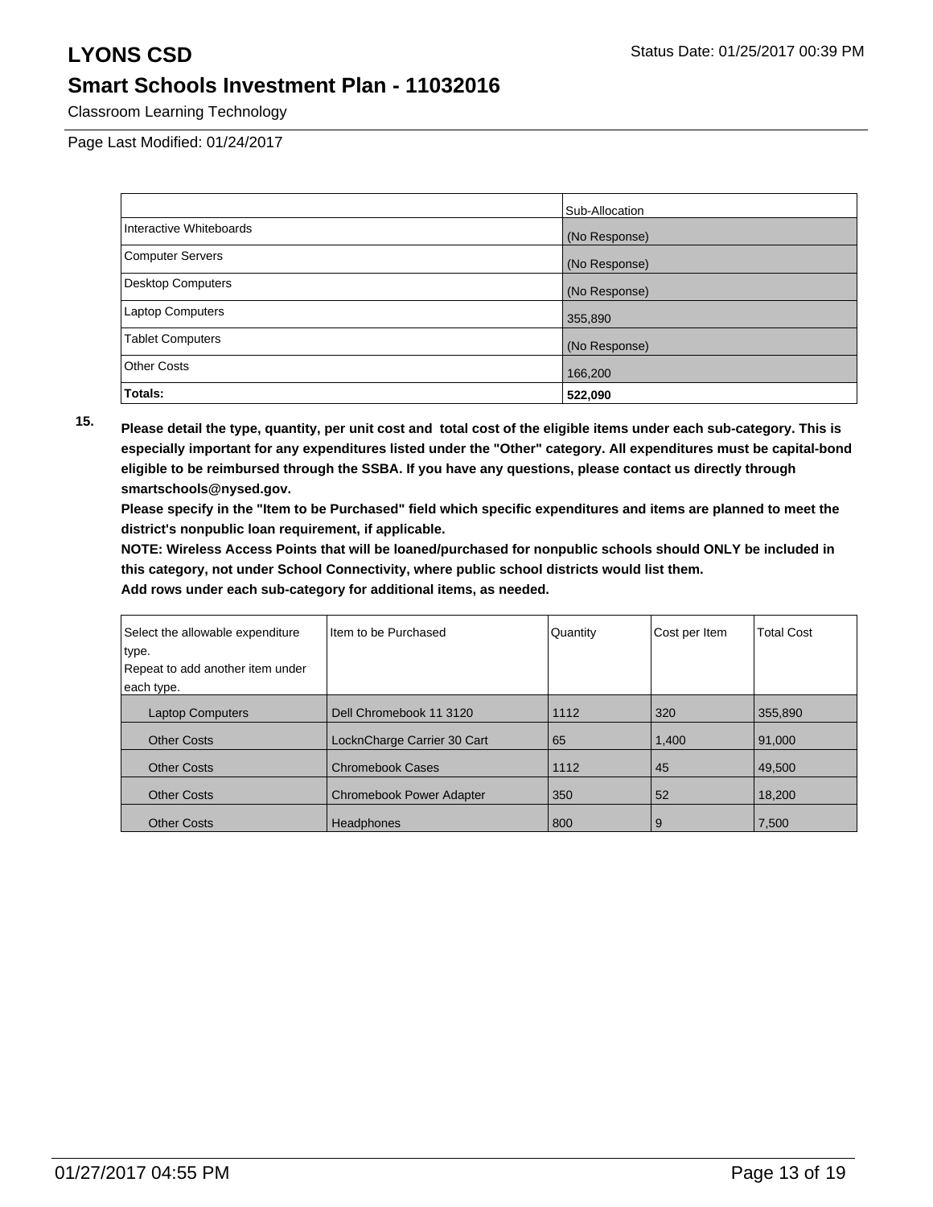# LYONS CSD

## Smart Schools Investment Plan - 11032016

Classroom Learning Technology

Page Last Modified: 01/24/2017

| | Sub-Allocation |
|---|---|
| Interactive Whiteboards | (No Response) |
| Computer Servers | (No Response) |
| Desktop Computers | (No Response) |
| Laptop Computers | 355,890 |
| Tablet Computers | (No Response) |
| Other Costs | 166,200 |
| **Totals:** | **522,090** |

**15. Please detail the type, quantity, per unit cost and total cost of the eligible items under each sub-category. This is especially important for any expenditures listed under the "Other" category. All expenditures must be capital-bond eligible to be reimbursed through the SSBA. If you have any questions, please contact us directly through smartschools@nysed.gov.**

**Please specify in the "Item to be Purchased" field which specific expenditures and items are planned to meet the district's nonpublic loan requirement, if applicable.**

**NOTE: Wireless Access Points that will be loaned/purchased for nonpublic schools should ONLY be included in this category, not under School Connectivity, where public school districts would list them.**

**Add rows under each sub-category for additional items, as needed.**

| Select the allowable expenditure type. Repeat to add another item under each type. | Item to be Purchased | Quantity | Cost per Item | Total Cost |
|---|---|---|---|---|
| Laptop Computers | Dell Chromebook 11 3120 | 1112 | 320 | 355,890 |
| Other Costs | LocknCharge Carrier 30 Cart | 65 | 1,400 | 91,000 |
| Other Costs | Chromebook Cases | 1112 | 45 | 49,500 |
| Other Costs | Chromebook Power Adapter | 350 | 52 | 18,200 |
| Other Costs | Headphones | 800 | 9 | 7,500 |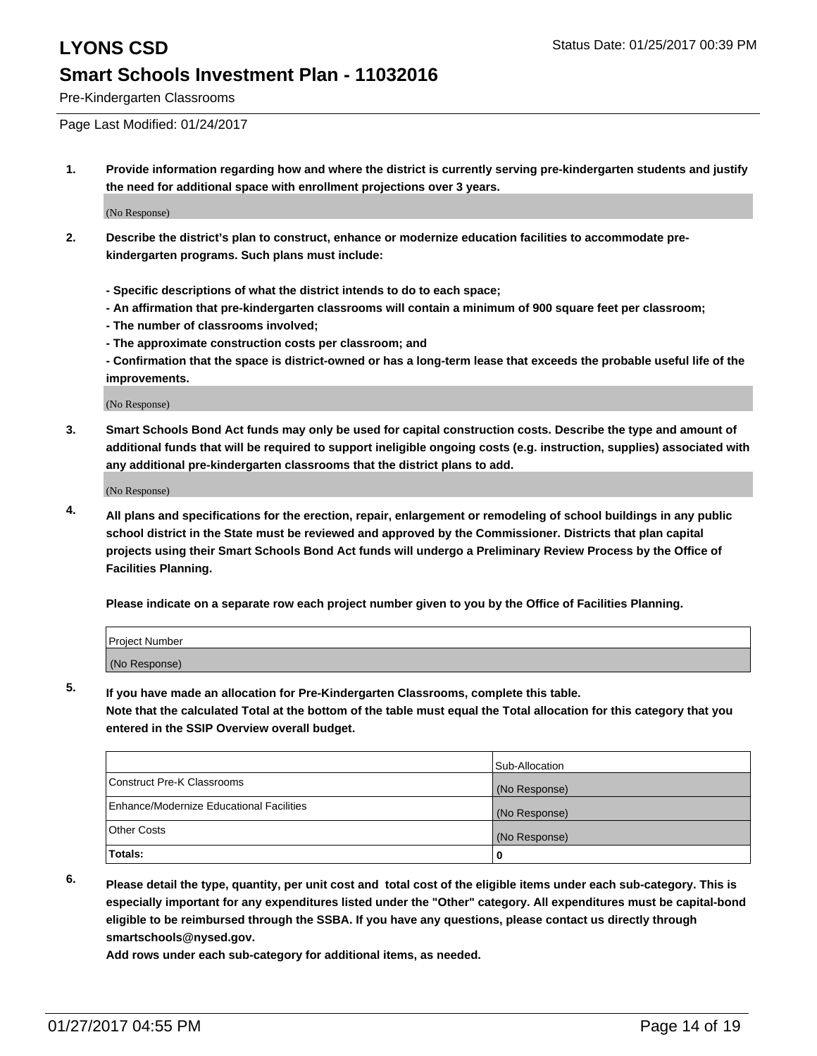# LYONS CSD

## Smart Schools Investment Plan - 11032016

Pre-Kindergarten Classrooms

Status Date: 01/25/2017 00:39 PM

Page Last Modified: 01/24/2017

1. **Provide information regarding how and where the district is currently serving pre-kindergarten students and justify the need for additional space with enrollment projections over 3 years.**

   (No Response)

2. **Describe the district's plan to construct, enhance or modernize education facilities to accommodate pre-kindergarten programs. Such plans must include:**

   **- Specific descriptions of what the district intends to do to each space;**
   **- An affirmation that pre-kindergarten classrooms will contain a minimum of 900 square feet per classroom;**
   **- The number of classrooms involved;**
   **- The approximate construction costs per classroom; and**
   **- Confirmation that the space is district-owned or has a long-term lease that exceeds the probable useful life of the improvements.**

   (No Response)

3. **Smart Schools Bond Act funds may only be used for capital construction costs. Describe the type and amount of additional funds that will be required to support ineligible ongoing costs (e.g. instruction, supplies) associated with any additional pre-kindergarten classrooms that the district plans to add.**

   (No Response)

4. **All plans and specifications for the erection, repair, enlargement or remodeling of school buildings in any public school district in the State must be reviewed and approved by the Commissioner. Districts that plan capital projects using their Smart Schools Bond Act funds will undergo a Preliminary Review Process by the Office of Facilities Planning.**

   **Please indicate on a separate row each project number given to you by the Office of Facilities Planning.**

| Project Number |
| --- |
| (No Response) |

5. **If you have made an allocation for Pre-Kindergarten Classrooms, complete this table.**
   **Note that the calculated Total at the bottom of the table must equal the Total allocation for this category that you entered in the SSIP Overview overall budget.**

|  | Sub-Allocation |
| --- | --- |
| Construct Pre-K Classrooms | (No Response) |
| Enhance/Modernize Educational Facilities | (No Response) |
| Other Costs | (No Response) |
| **Totals:** | 0 |

6. **Please detail the type, quantity, per unit cost and total cost of the eligible items under each sub-category. This is especially important for any expenditures listed under the "Other" category. All expenditures must be capital-bond eligible to be reimbursed through the SSBA. If you have any questions, please contact us directly through smartschools@nysed.gov.**

   **Add rows under each sub-category for additional items, as needed.**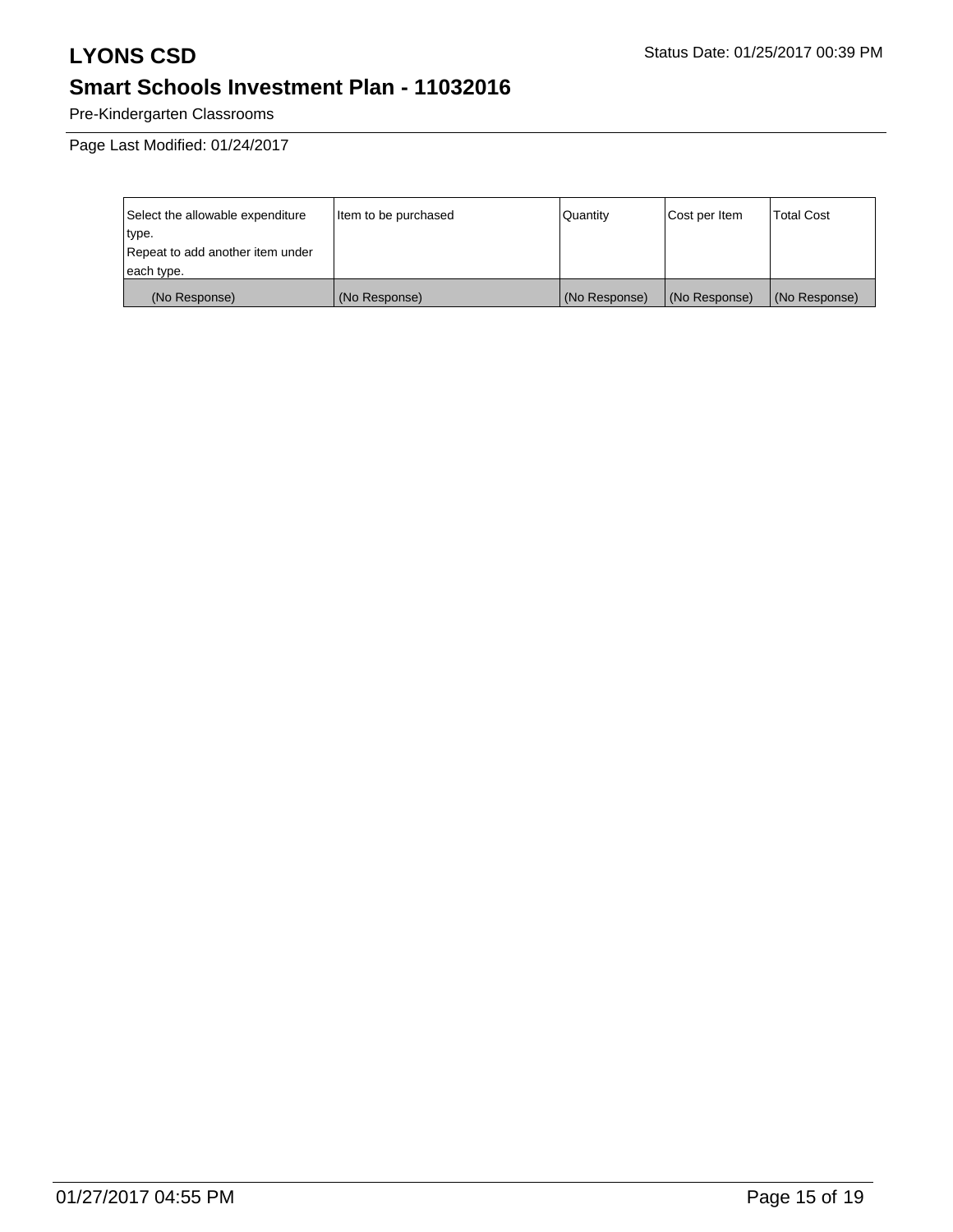# LYONS CSD

Status Date: 01/25/2017 00:39 PM

## Smart Schools Investment Plan - 11032016

Pre-Kindergarten Classrooms

Page Last Modified: 01/24/2017

| Select the allowable expenditure type. Repeat to add another item under each type. | Item to be purchased | Quantity | Cost per Item | Total Cost |
|---|---|---|---|---|
| (No Response) | (No Response) | (No Response) | (No Response) | (No Response) |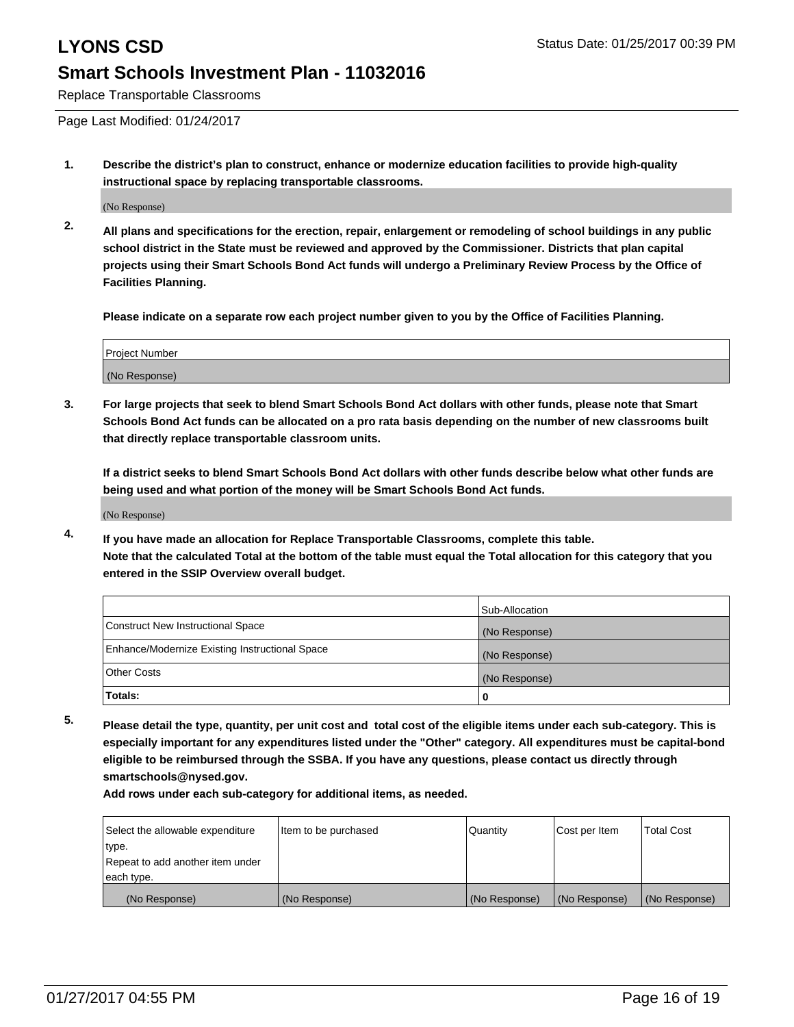# LYONS CSD

Status Date: 01/25/2017 00:39 PM

## Smart Schools Investment Plan - 11032016

Replace Transportable Classrooms

Page Last Modified: 01/24/2017

1. **Describe the district's plan to construct, enhance or modernize education facilities to provide high-quality instructional space by replacing transportable classrooms.**

   (No Response)

2. **All plans and specifications for the erection, repair, enlargement or remodeling of school buildings in any public school district in the State must be reviewed and approved by the Commissioner. Districts that plan capital projects using their Smart Schools Bond Act funds will undergo a Preliminary Review Process by the Office of Facilities Planning.**

   **Please indicate on a separate row each project number given to you by the Office of Facilities Planning.**

| Project Number |
| --- |
| (No Response) |

3. **For large projects that seek to blend Smart Schools Bond Act dollars with other funds, please note that Smart Schools Bond Act funds can be allocated on a pro rata basis depending on the number of new classrooms built that directly replace transportable classroom units.**

   **If a district seeks to blend Smart Schools Bond Act dollars with other funds describe below what other funds are being used and what portion of the money will be Smart Schools Bond Act funds.**

   (No Response)

4. **If you have made an allocation for Replace Transportable Classrooms, complete this table.**
   **Note that the calculated Total at the bottom of the table must equal the Total allocation for this category that you entered in the SSIP Overview overall budget.**

| | Sub-Allocation |
| --- | --- |
| Construct New Instructional Space | (No Response) |
| Enhance/Modernize Existing Instructional Space | (No Response) |
| Other Costs | (No Response) |
| **Totals:** | **0** |

5. **Please detail the type, quantity, per unit cost and total cost of the eligible items under each sub-category. This is especially important for any expenditures listed under the "Other" category. All expenditures must be capital-bond eligible to be reimbursed through the SSBA. If you have any questions, please contact us directly through smartschools@nysed.gov.**

   **Add rows under each sub-category for additional items, as needed.**

| Select the allowable expenditure type. Repeat to add another item under each type. | Item to be purchased | Quantity | Cost per Item | Total Cost |
| --- | --- | --- | --- | --- |
| (No Response) | (No Response) | (No Response) | (No Response) | (No Response) |

01/27/2017 04:55 PM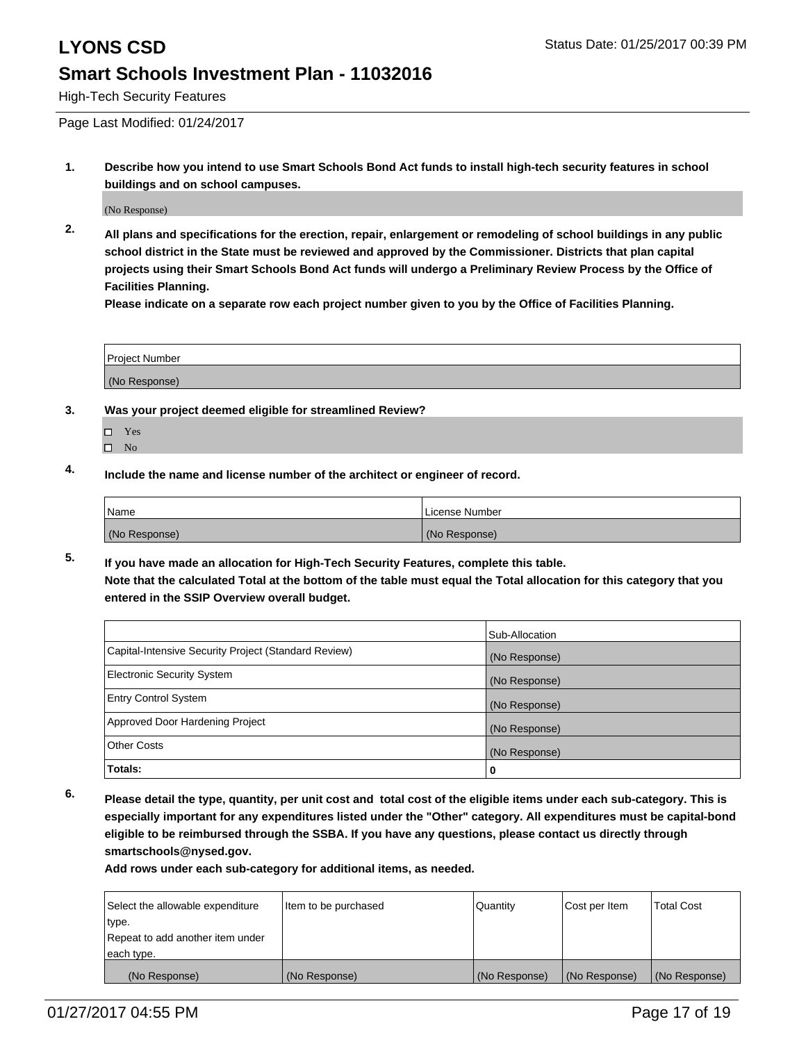**LYONS CSD**

Status Date: 01/25/2017 00:39 PM

## Smart Schools Investment Plan - 11032016

High-Tech Security Features

Page Last Modified: 01/24/2017

**1. Describe how you intend to use Smart Schools Bond Act funds to install high-tech security features in school buildings and on school campuses.**

(No Response)

**2. All plans and specifications for the erection, repair, enlargement or remodeling of school buildings in any public school district in the State must be reviewed and approved by the Commissioner. Districts that plan capital projects using their Smart Schools Bond Act funds will undergo a Preliminary Review Process by the Office of Facilities Planning.**
**Please indicate on a separate row each project number given to you by the Office of Facilities Planning.**

| Project Number |
| --- |
| (No Response) |

**3. Was your project deemed eligible for streamlined Review?**

- ☐ Yes
- ☐ No

**4. Include the name and license number of the architect or engineer of record.**

| Name | License Number |
| --- | --- |
| (No Response) | (No Response) |

**5. If you have made an allocation for High-Tech Security Features, complete this table.**
**Note that the calculated Total at the bottom of the table must equal the Total allocation for this category that you entered in the SSIP Overview overall budget.**

| | Sub-Allocation |
| --- | --- |
| Capital-Intensive Security Project (Standard Review) | (No Response) |
| Electronic Security System | (No Response) |
| Entry Control System | (No Response) |
| Approved Door Hardening Project | (No Response) |
| Other Costs | (No Response) |
| **Totals:** | **0** |

**6. Please detail the type, quantity, per unit cost and total cost of the eligible items under each sub-category. This is especially important for any expenditures listed under the "Other" category. All expenditures must be capital-bond eligible to be reimbursed through the SSBA. If you have any questions, please contact us directly through smartschools@nysed.gov.**
**Add rows under each sub-category for additional items, as needed.**

| Select the allowable expenditure type. Repeat to add another item under each type. | Item to be purchased | Quantity | Cost per Item | Total Cost |
| --- | --- | --- | --- | --- |
| (No Response) | (No Response) | (No Response) | (No Response) | (No Response) |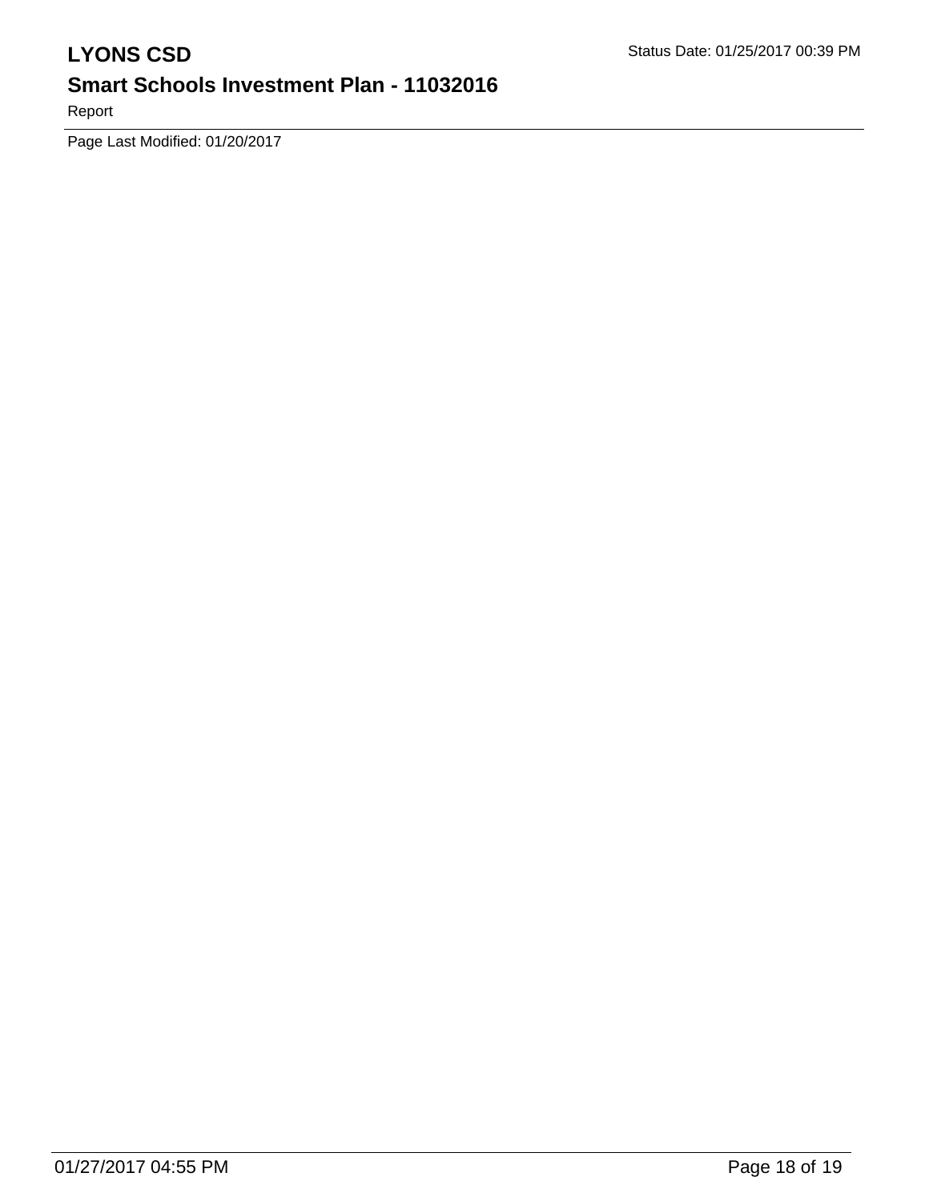Page Last Modified: 01/20/2017